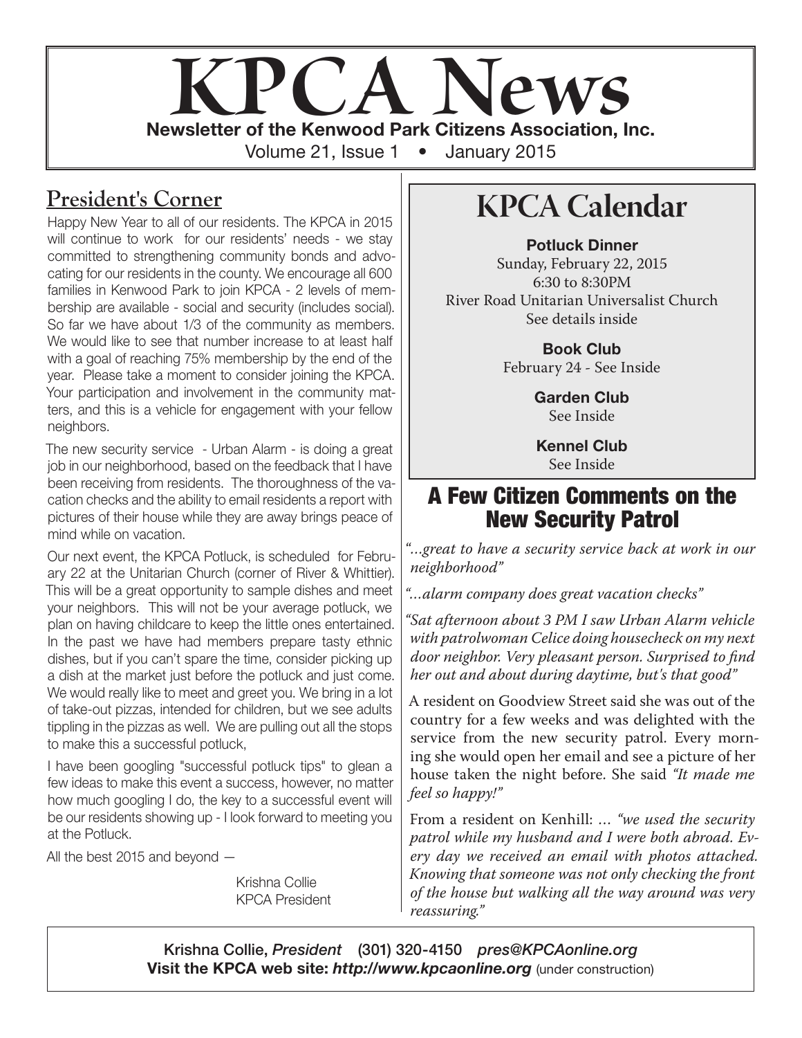# KPCA News

**Newsletter of the Kenwood Park Citizens Association, Inc.**

Volume 21, Issue 1 • January 2015

## President's Corner

Happy New Year to all of our residents. The KPCA in 2015 will continue to work for our residents' needs - we stay committed to strengthening community bonds and advocating for our residents in the county. We encourage all 600 families in Kenwood Park to join KPCA - 2 levels of membership are available - social and security (includes social). So far we have about 1/3 of the community as members. We would like to see that number increase to at least half with a goal of reaching 75% membership by the end of the year. Please take a moment to consider joining the KPCA. Your participation and involvement in the community matters, and this is a vehicle for engagement with your fellow neighbors.

The new security service - Urban Alarm - is doing a great job in our neighborhood, based on the feedback that I have been receiving from residents. The thoroughness of the vacation checks and the ability to email residents a report with pictures of their house while they are away brings peace of mind while on vacation.

Our next event, the KPCA Potluck, is scheduled for February 22 at the Unitarian Church (corner of River & Whittier). This will be a great opportunity to sample dishes and meet your neighbors. This will not be your average potluck, we plan on having childcare to keep the little ones entertained. In the past we have had members prepare tasty ethnic dishes, but if you can't spare the time, consider picking up a dish at the market just before the potluck and just come. We would really like to meet and greet you. We bring in a lot of take-out pizzas, intended for children, but we see adults tippling in the pizzas as well. We are pulling out all the stops to make this a successful potluck,

I have been googling "successful potluck tips" to glean a few ideas to make this event a success, however, no matter how much googling I do, the key to a successful event will be our residents showing up - I look forward to meeting you at the Potluck.

All the best 2015 and beyond —

Krishna Collie
KPCA President

## KPCA Calendar

**Potluck Dinner**
Sunday, February 22, 2015
6:30 to 8:30PM
River Road Unitarian Universalist Church
See details inside

**Book Club**
February 24 - See Inside

**Garden Club**
See Inside

**Kennel Club**
See Inside

## A Few Citizen Comments on the New Security Patrol

*"...great to have a security service back at work in our neighborhood"*

*"...alarm company does great vacation checks"*

*"Sat afternoon about 3 PM I saw Urban Alarm vehicle with patrolwoman Celice doing housecheck on my next door neighbor. Very pleasant person. Surprised to find her out and about during daytime, but's that good"*

A resident on Goodview Street said she was out of the country for a few weeks and was delighted with the service from the new security patrol. Every morning she would open her email and see a picture of her house taken the night before. She said *"It made me feel so happy!"*

From a resident on Kenhill: ... *"we used the security patrol while my husband and I were both abroad. Every day we received an email with photos attached. Knowing that someone was not only checking the front of the house but walking all the way around was very reassuring."*

---

**Krishna Collie,** ***President*** **(301) 320-4150** ***pres@KPCAonline.org***
**Visit the KPCA web site:** ***http://www.kpcaonline.org*** (under construction)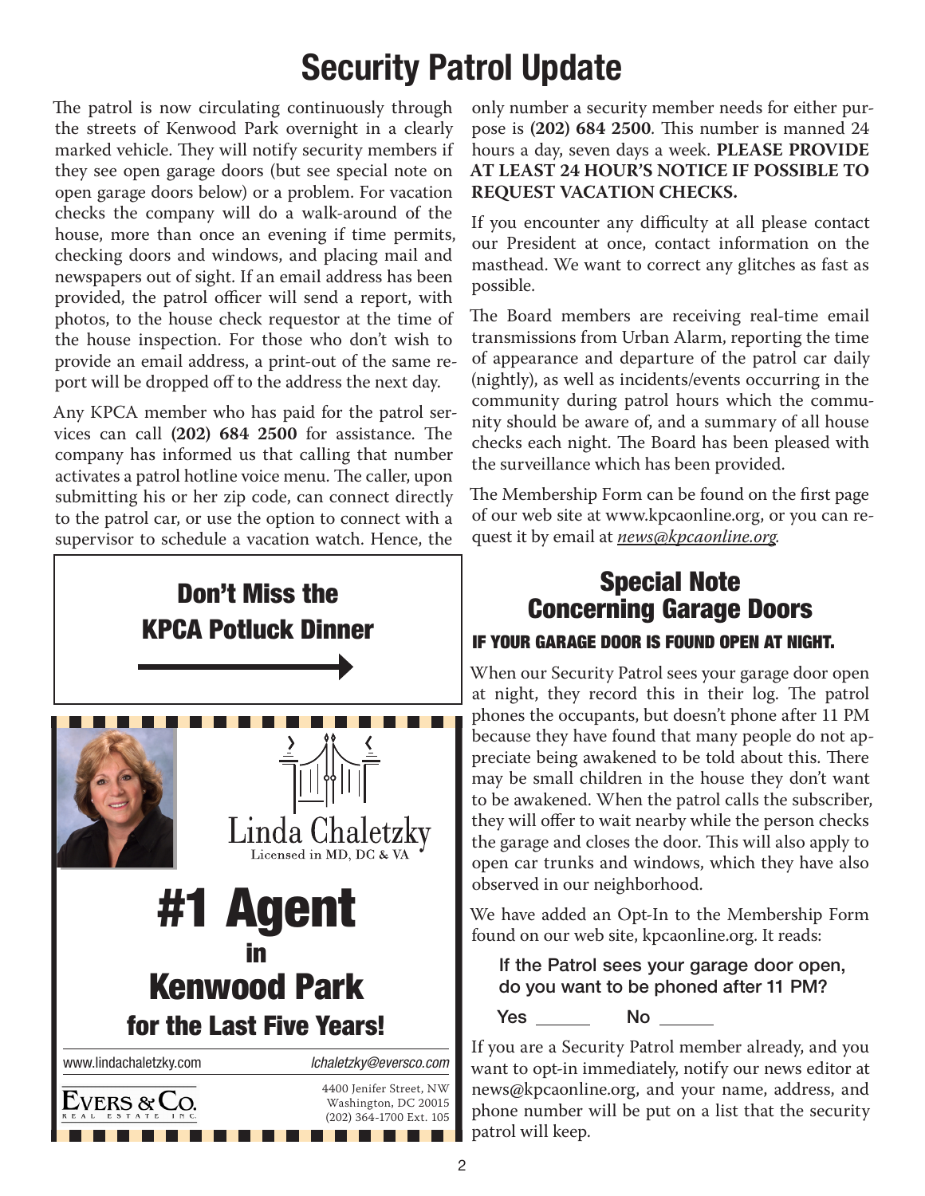# Security Patrol Update

The patrol is now circulating continuously through the streets of Kenwood Park overnight in a clearly marked vehicle. They will notify security members if they see open garage doors (but see special note on open garage doors below) or a problem. For vacation checks the company will do a walk-around of the house, more than once an evening if time permits, checking doors and windows, and placing mail and newspapers out of sight. If an email address has been provided, the patrol officer will send a report, with photos, to the house check requestor at the time of the house inspection. For those who don't wish to provide an email address, a print-out of the same report will be dropped off to the address the next day.

Any KPCA member who has paid for the patrol services can call **(202) 684 2500** for assistance. The company has informed us that calling that number activates a patrol hotline voice menu. The caller, upon submitting his or her zip code, can connect directly to the patrol car, or use the option to connect with a supervisor to schedule a vacation watch. Hence, the only number a security member needs for either purpose is **(202) 684 2500**. This number is manned 24 hours a day, seven days a week. **PLEASE PROVIDE AT LEAST 24 HOUR'S NOTICE IF POSSIBLE TO REQUEST VACATION CHECKS.**

If you encounter any difficulty at all please contact our President at once, contact information on the masthead. We want to correct any glitches as fast as possible.

The Board members are receiving real-time email transmissions from Urban Alarm, reporting the time of appearance and departure of the patrol car daily (nightly), as well as incidents/events occurring in the community during patrol hours which the community should be aware of, and a summary of all house checks each night. The Board has been pleased with the surveillance which has been provided.

The Membership Form can be found on the first page of our web site at www.kpcaonline.org, or you can request it by email at *news@kpcaonline.org*.

**Don't Miss the KPCA Potluck Dinner**

→

Linda Chaletzky
Licensed in MD, DC & VA

**#1 Agent in Kenwood Park for the Last Five Years!**

www.lindachaletzky.com | lchaletzky@eversco.com

EVERS & CO. REAL ESTATE INC.

4400 Jenifer Street, NW
Washington, DC 20015
(202) 364-1700 Ext. 105

## Special Note Concerning Garage Doors

### IF YOUR GARAGE DOOR IS FOUND OPEN AT NIGHT.

When our Security Patrol sees your garage door open at night, they record this in their log. The patrol phones the occupants, but doesn't phone after 11 PM because they have found that many people do not appreciate being awakened to be told about this. There may be small children in the house they don't want to be awakened. When the patrol calls the subscriber, they will offer to wait nearby while the person checks the garage and closes the door. This will also apply to open car trunks and windows, which they have also observed in our neighborhood.

We have added an Opt-In to the Membership Form found on our web site, kpcaonline.org. It reads:

> If the Patrol sees your garage door open, do you want to be phoned after 11 PM?
>
> Yes ______ No ______

If you are a Security Patrol member already, and you want to opt-in immediately, notify our news editor at news@kpcaonline.org, and your name, address, and phone number will be put on a list that the security patrol will keep.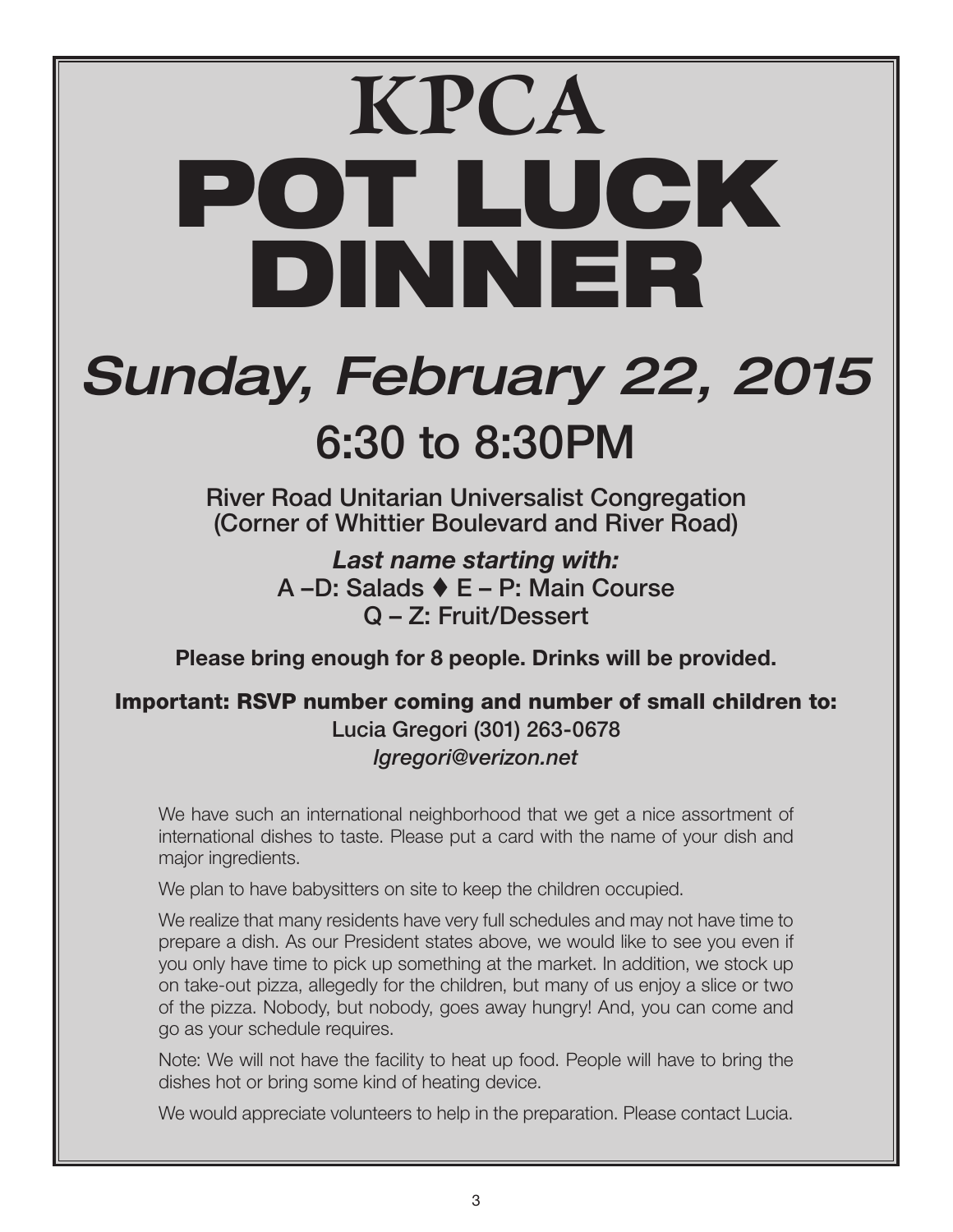# KPCA
# POT LUCK DINNER

## *Sunday, February 22, 2015*

## 6:30 to 8:30PM

River Road Unitarian Universalist Congregation
(Corner of Whittier Boulevard and River Road)

***Last name starting with:***
A –D: Salads ♦ E – P: Main Course
Q – Z: Fruit/Dessert

**Please bring enough for 8 people. Drinks will be provided.**

**Important: RSVP number coming and number of small children to:**
Lucia Gregori (301) 263-0678
*lgregori@verizon.net*

We have such an international neighborhood that we get a nice assortment of international dishes to taste. Please put a card with the name of your dish and major ingredients.

We plan to have babysitters on site to keep the children occupied.

We realize that many residents have very full schedules and may not have time to prepare a dish. As our President states above, we would like to see you even if you only have time to pick up something at the market. In addition, we stock up on take-out pizza, allegedly for the children, but many of us enjoy a slice or two of the pizza. Nobody, but nobody, goes away hungry! And, you can come and go as your schedule requires.

Note: We will not have the facility to heat up food. People will have to bring the dishes hot or bring some kind of heating device.

We would appreciate volunteers to help in the preparation. Please contact Lucia.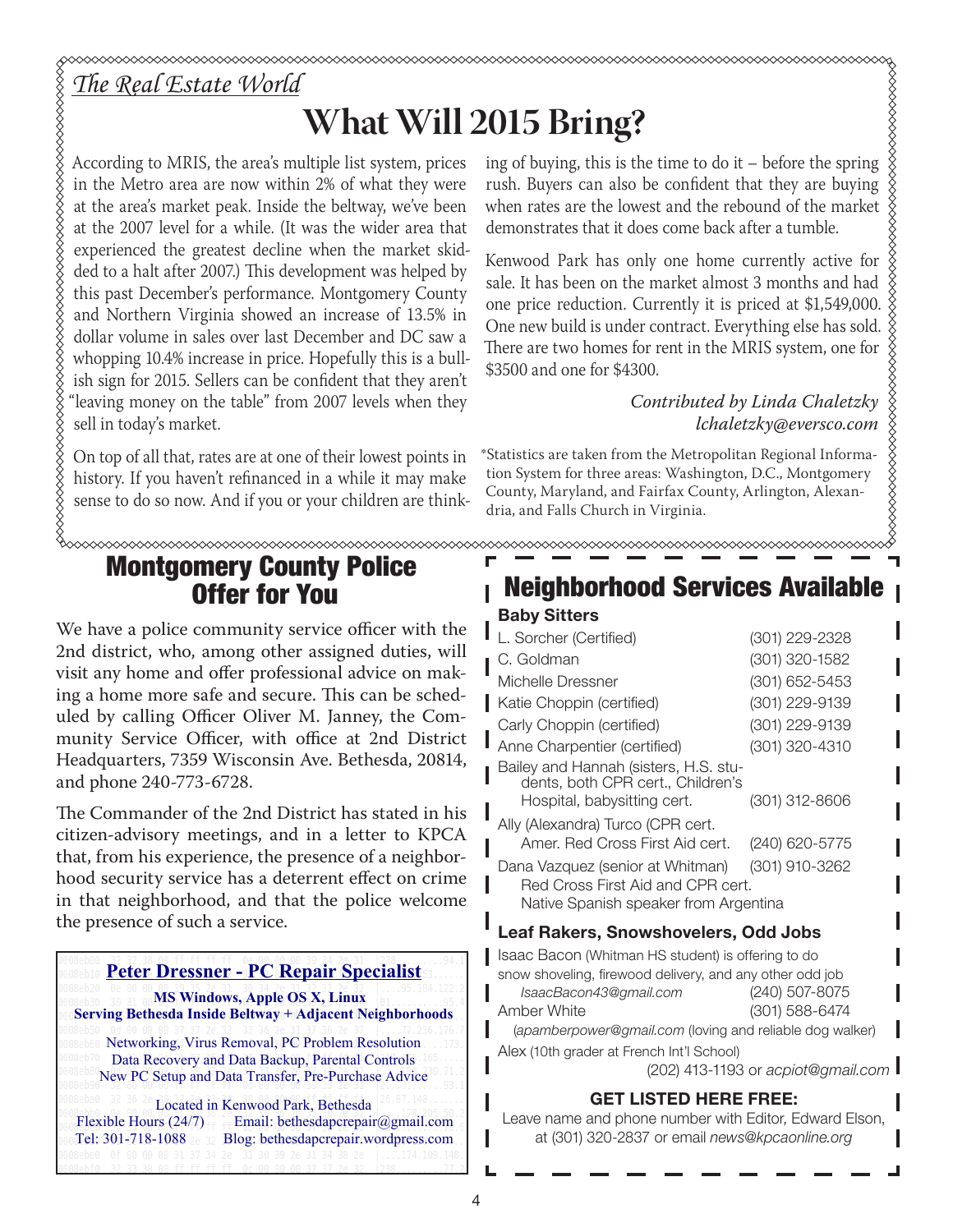*The Real Estate World*

# What Will 2015 Bring?

According to MRIS, the area's multiple list system, prices in the Metro area are now within 2% of what they were at the area's market peak. Inside the beltway, we've been at the 2007 level for a while. (It was the wider area that experienced the greatest decline when the market skidded to a halt after 2007.) This development was helped by this past December's performance. Montgomery County and Northern Virginia showed an increase of 13.5% in dollar volume in sales over last December and DC saw a whopping 10.4% increase in price. Hopefully this is a bullish sign for 2015. Sellers can be confident that they aren't "leaving money on the table" from 2007 levels when they sell in today's market.

On top of all that, rates are at one of their lowest points in history. If you haven't refinanced in a while it may make sense to do so now. And if you or your children are thinking of buying, this is the time to do it – before the spring rush. Buyers can also be confident that they are buying when rates are the lowest and the rebound of the market demonstrates that it does come back after a tumble.

Kenwood Park has only one home currently active for sale. It has been on the market almost 3 months and had one price reduction. Currently it is priced at $1,549,000. One new build is under contract. Everything else has sold. There are two homes for rent in the MRIS system, one for $3500 and one for $4300.

*Contributed by Linda Chaletzky*
*lchaletzky@eversco.com*

*Statistics are taken from the Metropolitan Regional Information System for three areas: Washington, D.C., Montgomery County, Maryland, and Fairfax County, Arlington, Alexandria, and Falls Church in Virginia.

## Montgomery County Police Offer for You

We have a police community service officer with the 2nd district, who, among other assigned duties, will visit any home and offer professional advice on making a home more safe and secure. This can be scheduled by calling Officer Oliver M. Janney, the Community Service Officer, with office at 2nd District Headquarters, 7359 Wisconsin Ave. Bethesda, 20814, and phone 240-773-6728.

The Commander of the 2nd District has stated in his citizen-advisory meetings, and in a letter to KPCA that, from his experience, the presence of a neighborhood security service has a deterrent effect on crime in that neighborhood, and that the police welcome the presence of such a service.

**Peter Dressner - PC Repair Specialist**

**MS Windows, Apple OS X, Linux**
**Serving Bethesda Inside Beltway + Adjacent Neighborhoods**

Networking, Virus Removal, PC Problem Resolution
Data Recovery and Data Backup, Parental Controls
New PC Setup and Data Transfer, Pre-Purchase Advice

Located in Kenwood Park, Bethesda
Flexible Hours (24/7) Email: bethesdapcrepair@gmail.com
Tel: 301-718-1088 Blog: bethesdapcrepair.wordpress.com

## Neighborhood Services Available

### Baby Sitters

| Name | Phone |
|---|---|
| L. Sorcher (Certified) | (301) 229-2328 |
| C. Goldman | (301) 320-1582 |
| Michelle Dressner | (301) 652-5453 |
| Katie Choppin (certified) | (301) 229-9139 |
| Carly Choppin (certified) | (301) 229-9139 |
| Anne Charpentier (certified) | (301) 320-4310 |
| Bailey and Hannah (sisters, H.S. students, both CPR cert., Children's Hospital, babysitting cert. | (301) 312-8606 |
| Ally (Alexandra) Turco (CPR cert. Amer. Red Cross First Aid cert. | (240) 620-5775 |
| Dana Vazquez (senior at Whitman) Red Cross First Aid and CPR cert. Native Spanish speaker from Argentina | (301) 910-3262 |

### Leaf Rakers, Snowshovelers, Odd Jobs

Isaac Bacon (Whitman HS student) is offering to do snow shoveling, firewood delivery, and any other odd job
*IsaacBacon43@gmail.com* (240) 507-8075

Amber White (301) 588-6474
(*apamberpower@gmail.com* (loving and reliable dog walker)

Alex (10th grader at French Int'l School)
(202) 413-1193 or *acpiot@gmail.com*

**GET LISTED HERE FREE:**

Leave name and phone number with Editor, Edward Elson, at (301) 320-2837 or email *news@kpcaonline.org*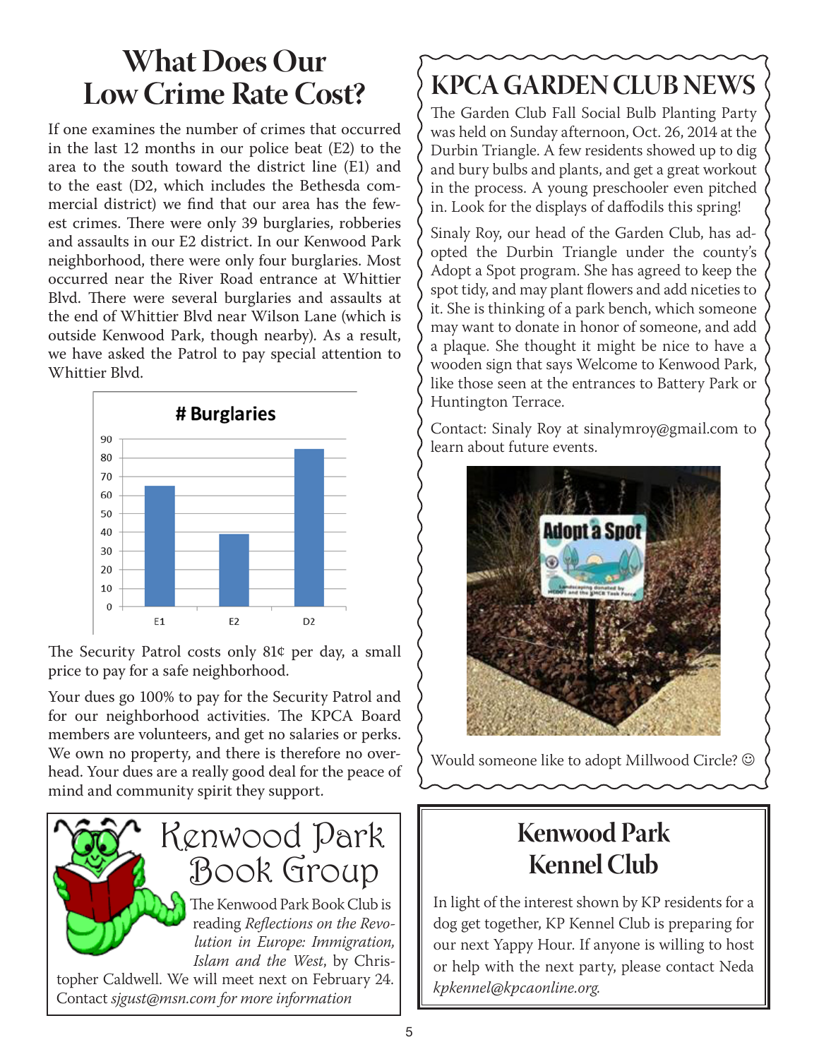# What Does Our Low Crime Rate Cost?

If one examines the number of crimes that occurred in the last 12 months in our police beat (E2) to the area to the south toward the district line (E1) and to the east (D2, which includes the Bethesda commercial district) we find that our area has the fewest crimes. There were only 39 burglaries, robberies and assaults in our E2 district. In our Kenwood Park neighborhood, there were only four burglaries. Most occurred near the River Road entrance at Whittier Blvd. There were several burglaries and assaults at the end of Whittier Blvd near Wilson Lane (which is outside Kenwood Park, though nearby). As a result, we have asked the Patrol to pay special attention to Whittier Blvd.

**# Burglaries**

| District | # Burglaries |
|---|---|
| E1 | 65 |
| E2 | 39 |
| D2 | 84 |

The Security Patrol costs only 81¢ per day, a small price to pay for a safe neighborhood.

Your dues go 100% to pay for the Security Patrol and for our neighborhood activities. The KPCA Board members are volunteers, and get no salaries or perks. We own no property, and there is therefore no overhead. Your dues are a really good deal for the peace of mind and community spirit they support.

## Kenwood Park Book Group

The Kenwood Park Book Club is reading *Reflections on the Revolution in Europe: Immigration, Islam and the West*, by Christopher Caldwell. We will meet next on February 24. Contact *sjgust@msn.com for more information*

# KPCA GARDEN CLUB NEWS

The Garden Club Fall Social Bulb Planting Party was held on Sunday afternoon, Oct. 26, 2014 at the Durbin Triangle. A few residents showed up to dig and bury bulbs and plants, and get a great workout in the process. A young preschooler even pitched in. Look for the displays of daffodils this spring!

Sinaly Roy, our head of the Garden Club, has adopted the Durbin Triangle under the county's Adopt a Spot program. She has agreed to keep the spot tidy, and may plant flowers and add niceties to it. She is thinking of a park bench, which someone may want to donate in honor of someone, and add a plaque. She thought it might be nice to have a wooden sign that says Welcome to Kenwood Park, like those seen at the entrances to Battery Park or Huntington Terrace.

Contact: Sinaly Roy at sinalymroy@gmail.com to learn about future events.

Would someone like to adopt Millwood Circle? ☺

## Kenwood Park Kennel Club

In light of the interest shown by KP residents for a dog get together, KP Kennel Club is preparing for our next Yappy Hour. If anyone is willing to host or help with the next party, please contact Neda *kpkennel@kpcaonline.org.*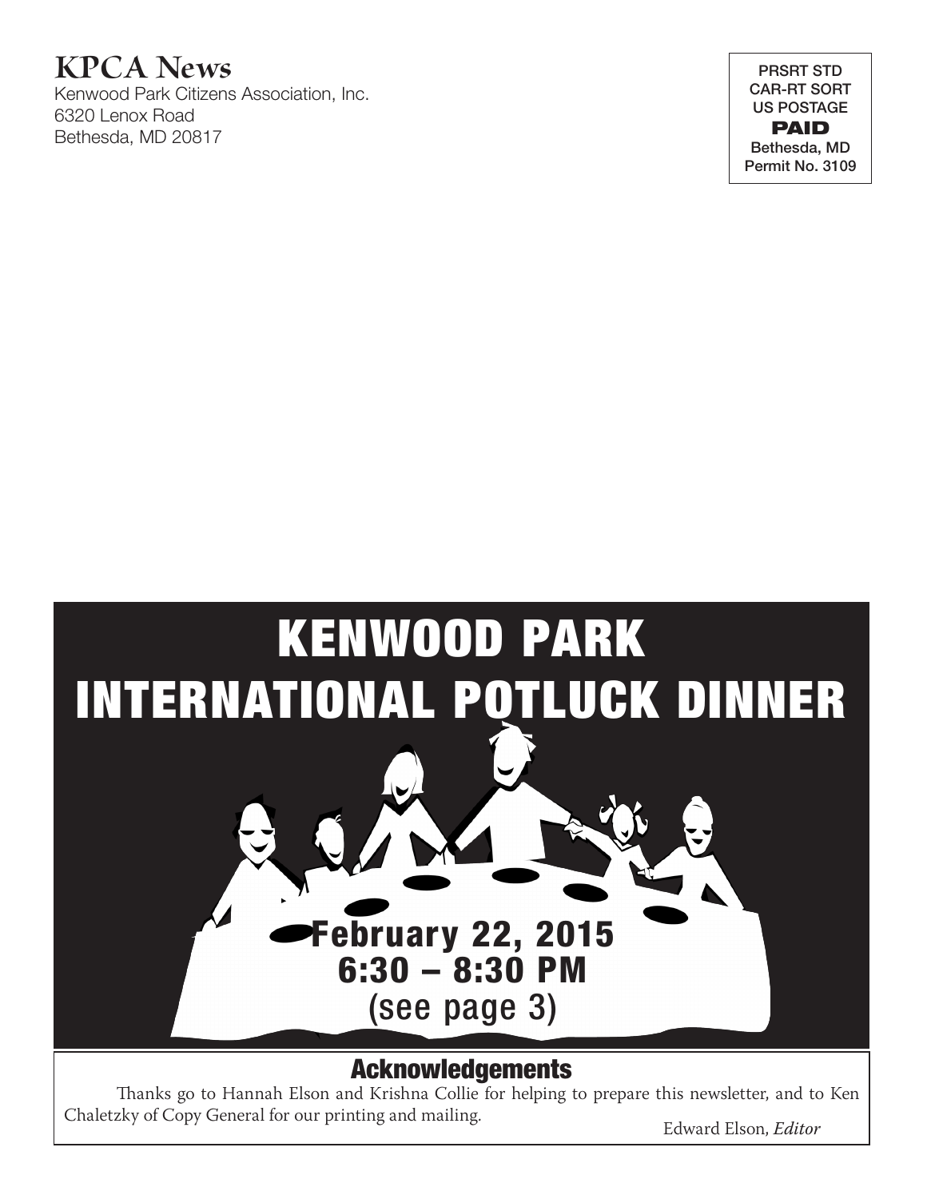**KPCA News**
Kenwood Park Citizens Association, Inc.
6320 Lenox Road
Bethesda, MD 20817

PRSRT STD
CAR-RT SORT
US POSTAGE
**PAID**
Bethesda, MD
Permit No. 3109

# KENWOOD PARK INTERNATIONAL POTLUCK DINNER

**February 22, 2015**
**6:30 – 8:30 PM**
**(see page 3)**

## Acknowledgements

Thanks go to Hannah Elson and Krishna Collie for helping to prepare this newsletter, and to Ken Chaletzky of Copy General for our printing and mailing.

Edward Elson, *Editor*